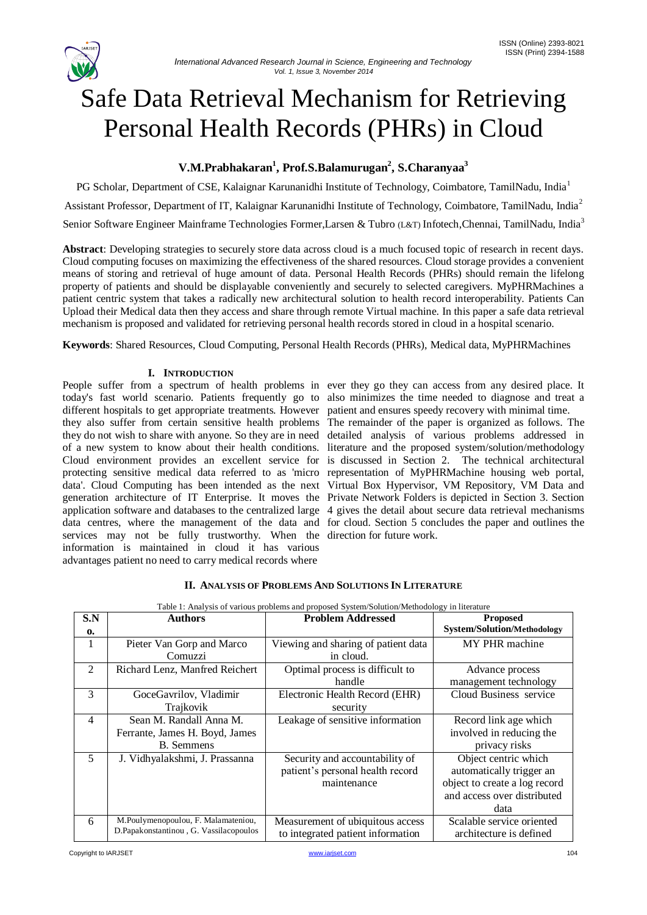# Safe Data Retrieval Mechanism for Retrieving Personal Health Records (PHRs) in Cloud

**V.M.Prabhakaran[1], Prof.S.Balamurugan[2], S.Charanyaa[3]**

PG Scholar, Department of CSE, Kalaignar Karunanidhi Institute of Technology, Coimbatore, TamilNadu, India[1]

Assistant Professor, Department of IT, Kalaignar Karunanidhi Institute of Technology, Coimbatore, TamilNadu, India[2]

Senior Software Engineer Mainframe Technologies Former,Larsen & Tubro (L&T) Infotech,Chennai, TamilNadu, India[3]

**Abstract**: Developing strategies to securely store data across cloud is a much focused topic of research in recent days. Cloud computing focuses on maximizing the effectiveness of the shared resources. Cloud storage provides a convenient means of storing and retrieval of huge amount of data. Personal Health Records (PHRs) should remain the lifelong property of patients and should be displayable conveniently and securely to selected caregivers. MyPHRMachines a patient centric system that takes a radically new architectural solution to health record interoperability. Patients Can Upload their Medical data then they access and share through remote Virtual machine. In this paper a safe data retrieval mechanism is proposed and validated for retrieving personal health records stored in cloud in a hospital scenario.

**Keywords**: Shared Resources, Cloud Computing, Personal Health Records (PHRs), Medical data, MyPHRMachines

## I. Introduction

People suffer from a spectrum of health problems in today's fast world scenario. Patients frequently go to different hospitals to get appropriate treatments. However they also suffer from certain sensitive health problems they do not wish to share with anyone. So they are in need of a new system to know about their health conditions. Cloud environment provides an excellent service for protecting sensitive medical data referred to as 'micro data'. Cloud Computing has been intended as the next generation architecture of IT Enterprise. It moves the application software and databases to the centralized large data centres, where the management of the data and services may not be fully trustworthy. When the information is maintained in cloud it has various advantages patient no need to carry medical records where ever they go they can access from any desired place. It also minimizes the time needed to diagnose and treat a patient and ensures speedy recovery with minimal time.

The remainder of the paper is organized as follows. The detailed analysis of various problems addressed in literature and the proposed system/solution/methodology is discussed in Section 2. The technical architectural representation of MyPHRMachine housing web portal, Virtual Box Hypervisor, VM Repository, VM Data and Private Network Folders is depicted in Section 3. Section 4 gives the detail about secure data retrieval mechanisms for cloud. Section 5 concludes the paper and outlines the direction for future work.

## II. Analysis of Problems and Solutions in Literature

Table 1: Analysis of various problems and proposed System/Solution/Methodology in literature

| S.No. | Authors | Problem Addressed | Proposed System/Solution/Methodology |
|---|---|---|---|
| 1 | Pieter Van Gorp and Marco Comuzzi | Viewing and sharing of patient data in cloud. | MY PHR machine |
| 2 | Richard Lenz, Manfred Reichert | Optimal process is difficult to handle | Advance process management technology |
| 3 | GoceGavrilov, Vladimir Trajkovik | Electronic Health Record (EHR) security | Cloud Business service |
| 4 | Sean M. Randall Anna M. Ferrante, James H. Boyd, James B. Semmens | Leakage of sensitive information | Record link age which involved in reducing the privacy risks |
| 5 | J. Vidhyalakshmi, J. Prassanna | Security and accountability of patient's personal health record maintenance | Object centric which automatically trigger an object to create a log record and access over distributed data |
| 6 | M.Poulymenopoulou, F. Malamateniou, D.Papakonstantinou , G. Vassilacopoulos | Measurement of ubiquitous access to integrated patient information | Scalable service oriented architecture is defined |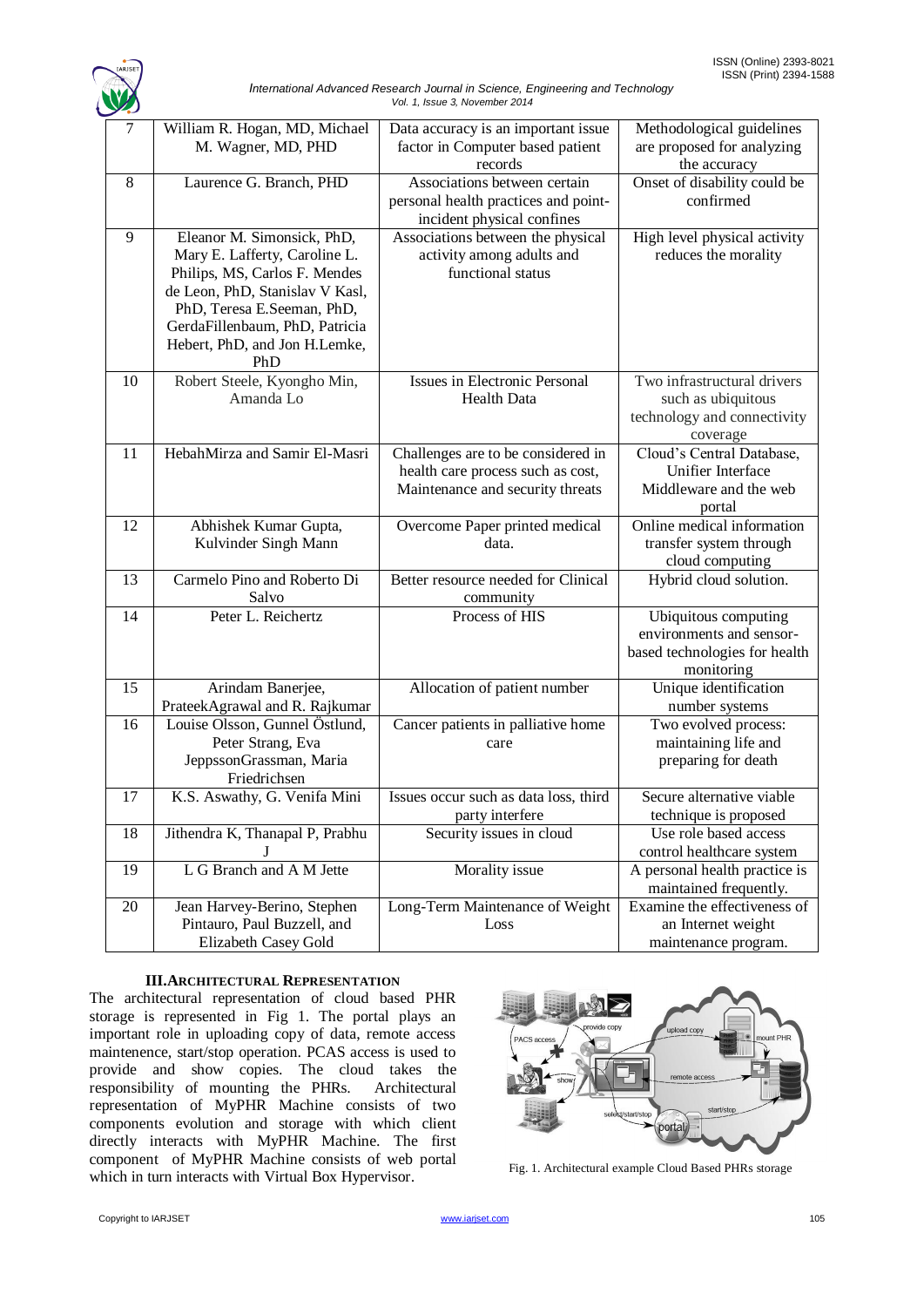| 7 | William R. Hogan, MD, Michael M. Wagner, MD, PHD | Data accuracy is an important issue factor in Computer based patient records | Methodological guidelines are proposed for analyzing the accuracy |
|---|---|---|---|
| 8 | Laurence G. Branch, PHD | Associations between certain personal health practices and point-incident physical confines | Onset of disability could be confirmed |
| 9 | Eleanor M. Simonsick, PhD, Mary E. Lafferty, Caroline L. Philips, MS, Carlos F. Mendes de Leon, PhD, Stanislav V Kasl, PhD, Teresa E.Seeman, PhD, GerdaFillenbaum, PhD, Patricia Hebert, PhD, and Jon H.Lemke, PhD | Associations between the physical activity among adults and functional status | High level physical activity reduces the morality |
| 10 | Robert Steele, Kyongho Min, Amanda Lo | Issues in Electronic Personal Health Data | Two infrastructural drivers such as ubiquitous technology and connectivity coverage |
| 11 | HebahMirza and Samir El-Masri | Challenges are to be considered in health care process such as cost, Maintenance and security threats | Cloud's Central Database, Unifier Interface Middleware and the web portal |
| 12 | Abhishek Kumar Gupta, Kulvinder Singh Mann | Overcome Paper printed medical data. | Online medical information transfer system through cloud computing |
| 13 | Carmelo Pino and Roberto Di Salvo | Better resource needed for Clinical community | Hybrid cloud solution. |
| 14 | Peter L. Reichertz | Process of HIS | Ubiquitous computing environments and sensor-based technologies for health monitoring |
| 15 | Arindam Banerjee, PrateekAgrawal and R. Rajkumar | Allocation of patient number | Unique identification number systems |
| 16 | Louise Olsson, Gunnel Östlund, Peter Strang, Eva JeppssonGrassman, Maria Friedrichsen | Cancer patients in palliative home care | Two evolved process: maintaining life and preparing for death |
| 17 | K.S. Aswathy, G. Venifa Mini | Issues occur such as data loss, third party interfere | Secure alternative viable technique is proposed |
| 18 | Jithendra K, Thanapal P, Prabhu J | Security issues in cloud | Use role based access control healthcare system |
| 19 | L G Branch and A M Jette | Morality issue | A personal health practice is maintained frequently. |
| 20 | Jean Harvey-Berino, Stephen Pintauro, Paul Buzzell, and Elizabeth Casey Gold | Long-Term Maintenance of Weight Loss | Examine the effectiveness of an Internet weight maintenance program. |

## III. ARCHITECTURAL REPRESENTATION

The architectural representation of cloud based PHR storage is represented in Fig 1. The portal plays an important role in uploading copy of data, remote access maintenence, start/stop operation. PCAS access is used to provide and show copies. The cloud takes the responsibility of mounting the PHRs. Architectural representation of MyPHR Machine consists of two components evolution and storage with which client directly interacts with MyPHR Machine. The first component of MyPHR Machine consists of web portal which in turn interacts with Virtual Box Hypervisor.

Fig. 1. Architectural example Cloud Based PHRs storage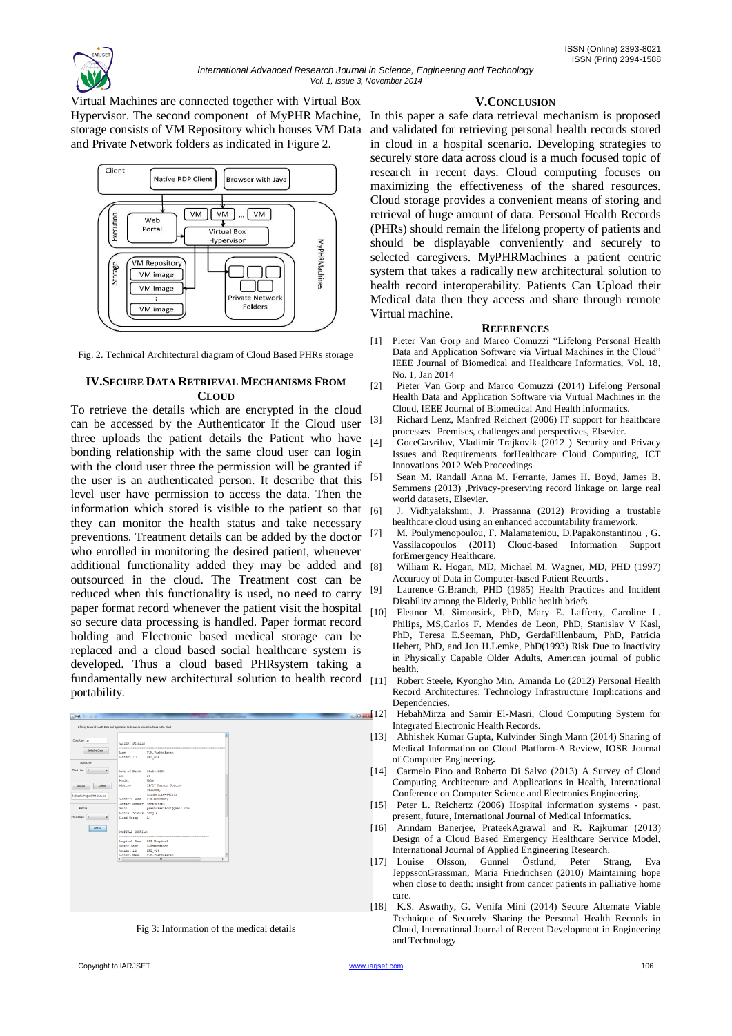Virtual Machines are connected together with Virtual Box Hypervisor. The second component of MyPHR Machine, storage consists of VM Repository which houses VM Data and Private Network folders as indicated in Figure 2.

Fig. 2. Technical Architectural diagram of Cloud Based PHRs storage

## IV.SECURE DATA RETRIEVAL MECHANISMS FROM CLOUD

To retrieve the details which are encrypted in the cloud can be accessed by the Authenticator If the Cloud user three uploads the patient details the Patient who have bonding relationship with the same cloud user can login with the cloud user three the permission will be granted if the user is an authenticated person. It describe that this level user have permission to access the data. Then the information which stored is visible to the patient so that they can monitor the health status and take necessary preventions. Treatment details can be added by the doctor who enrolled in monitoring the desired patient, whenever additional functionality added they may be added and outsourced in the cloud. The Treatment cost can be reduced when this functionality is used, no need to carry paper format record whenever the patient visit the hospital so secure data processing is handled. Paper format record holding and Electronic based medical storage can be replaced and a cloud based social healthcare system is developed. Thus a cloud based PHRsystem taking a fundamentally new architectural solution to health record portability.

Fig 3: Information of the medical details

## V.CONCLUSION

In this paper a safe data retrieval mechanism is proposed and validated for retrieving personal health records stored in cloud in a hospital scenario. Developing strategies to securely store data across cloud is a much focused topic of research in recent days. Cloud computing focuses on maximizing the effectiveness of the shared resources. Cloud storage provides a convenient means of storing and retrieval of huge amount of data. Personal Health Records (PHRs) should remain the lifelong property of patients and should be displayable conveniently and securely to selected caregivers. MyPHRMachines a patient centric system that takes a radically new architectural solution to health record interoperability. Patients Can Upload their Medical data then they access and share through remote Virtual machine.

## REFERENCES

[1] Pieter Van Gorp and Marco Comuzzi "Lifelong Personal Health Data and Application Software via Virtual Machines in the Cloud" IEEE Journal of Biomedical and Healthcare Informatics, Vol. 18, No. 1, Jan 2014

[2] Pieter Van Gorp and Marco Comuzzi (2014) Lifelong Personal Health Data and Application Software via Virtual Machines in the Cloud, IEEE Journal of Biomedical And Health informatics.

[3] Richard Lenz, Manfred Reichert (2006) IT support for healthcare processes– Premises, challenges and perspectives, Elsevier.

[4] GoceGavrilov, Vladimir Trajkovik (2012 ) Security and Privacy Issues and Requirements forHealthcare Cloud Computing, ICT Innovations 2012 Web Proceedings

[5] Sean M. Randall Anna M. Ferrante, James H. Boyd, James B. Semmens (2013) ,Privacy-preserving record linkage on large real world datasets, Elsevier.

[6] J. Vidhyalakshmi, J. Prassanna (2012) Providing a trustable healthcare cloud using an enhanced accountability framework.

[7] M. Poulymenopoulou, F. Malamateniou, D.Papakonstantinou , G. Vassilacopoulos (2011) Cloud-based Information Support forEmergency Healthcare.

[8] William R. Hogan, MD, Michael M. Wagner, MD, PHD (1997) Accuracy of Data in Computer-based Patient Records .

[9] Laurence G.Branch, PHD (1985) Health Practices and Incident Disability among the Elderly, Public health briefs.

[10] Eleanor M. Simonsick, PhD, Mary E. Lafferty, Caroline L. Philips, MS,Carlos F. Mendes de Leon, PhD, Stanislav V Kasl, PhD, Teresa E.Seeman, PhD, GerdaFillenbaum, PhD, Patricia Hebert, PhD, and Jon H.Lemke, PhD(1993) Risk Due to Inactivity in Physically Capable Older Adults, American journal of public health.

[11] Robert Steele, Kyongho Min, Amanda Lo (2012) Personal Health Record Architectures: Technology Infrastructure Implications and Dependencies.

[12] HebahMirza and Samir El-Masri, Cloud Computing System for Integrated Electronic Health Records.

[13] Abhishek Kumar Gupta, Kulvinder Singh Mann (2014) Sharing of Medical Information on Cloud Platform-A Review, IOSR Journal of Computer Engineering.

[14] Carmelo Pino and Roberto Di Salvo (2013) A Survey of Cloud Computing Architecture and Applications in Health, International Conference on Computer Science and Electronics Engineering.

[15] Peter L. Reichertz (2006) Hospital information systems - past, present, future, International Journal of Medical Informatics.

[16] Arindam Banerjee, PrateekAgrawal and R. Rajkumar (2013) Design of a Cloud Based Emergency Healthcare Service Model, International Journal of Applied Engineering Research.

[17] Louise Olsson, Gunnel Östlund, Peter Strang, Eva JeppssonGrassman, Maria Friedrichsen (2010) Maintaining hope when close to death: insight from cancer patients in palliative home care.

[18] K.S. Aswathy, G. Venifa Mini (2014) Secure Alternate Viable Technique of Securely Sharing the Personal Health Records in Cloud, International Journal of Recent Development in Engineering and Technology.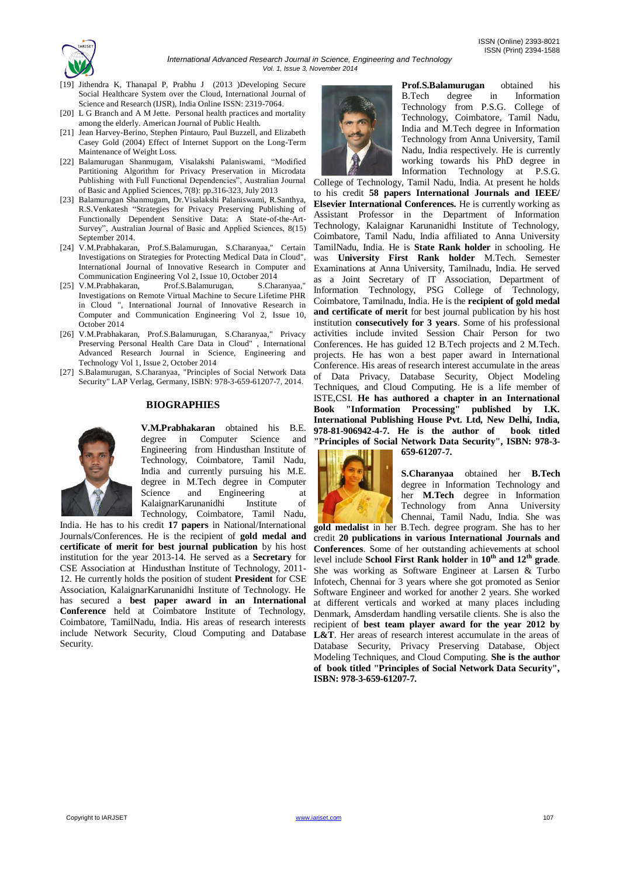[19] Jithendra K, Thanapal P, Prabhu J (2013 )Developing Secure Social Healthcare System over the Cloud, International Journal of Science and Research (IJSR), India Online ISSN: 2319-7064.

[20] L G Branch and A M Jette. Personal health practices and mortality among the elderly. American Journal of Public Health.

[21] Jean Harvey-Berino, Stephen Pintauro, Paul Buzzell, and Elizabeth Casey Gold (2004) Effect of Internet Support on the Long-Term Maintenance of Weight Loss.

[22] Balamurugan Shanmugam, Visalakshi Palaniswami, "Modified Partitioning Algorithm for Privacy Preservation in Microdata Publishing with Full Functional Dependencies", Australian Journal of Basic and Applied Sciences, 7(8): pp.316-323, July 2013

[23] Balamurugan Shanmugam, Dr.Visalakshi Palaniswami, R.Santhya, R.S.Venkatesh "Strategies for Privacy Preserving Publishing of Functionally Dependent Sensitive Data: A State-of-the-Art-Survey", Australian Journal of Basic and Applied Sciences, 8(15) September 2014.

[24] V.M.Prabhakaran, Prof.S.Balamurugan, S.Charanyaa," Certain Investigations on Strategies for Protecting Medical Data in Cloud", International Journal of Innovative Research in Computer and Communication Engineering Vol 2, Issue 10, October 2014

[25] V.M.Prabhakaran, Prof.S.Balamurugan, S.Charanyaa," Investigations on Remote Virtual Machine to Secure Lifetime PHR in Cloud ", International Journal of Innovative Research in Computer and Communication Engineering Vol 2, Issue 10, October 2014

[26] V.M.Prabhakaran, Prof.S.Balamurugan, S.Charanyaa," Privacy Preserving Personal Health Care Data in Cloud" , International Advanced Research Journal in Science, Engineering and Technology Vol 1, Issue 2, October 2014

[27] S.Balamurugan, S.Charanyaa, "Principles of Social Network Data Security" LAP Verlag, Germany, ISBN: 978-3-659-61207-7, 2014.

## BIOGRAPHIES

**V.M.Prabhakaran** obtained his B.E. degree in Computer Science and Engineering from Hindusthan Institute of Technology, Coimbatore, Tamil Nadu, India and currently pursuing his M.E. degree in M.Tech degree in Computer Science and Engineering at KalaignarKarunanidhi Institute of Technology, Coimbatore, Tamil Nadu, India. He has to his credit **17 papers** in National/International Journals/Conferences. He is the recipient of **gold medal and certificate of merit for best journal publication** by his host institution for the year 2013-14. He served as a **Secretary** for CSE Association at Hindusthan Institute of Technology, 2011-12. He currently holds the position of student **President** for CSE Association, KalaignarKarunanidhi Institute of Technology. He has secured a **best paper award in an International Conference** held at Coimbatore Institute of Technology, Coimbatore, TamilNadu, India. His areas of research interests include Network Security, Cloud Computing and Database Security.

**Prof.S.Balamurugan** obtained his B.Tech degree in Information Technology from P.S.G. College of Technology, Coimbatore, Tamil Nadu, India and M.Tech degree in Information Technology from Anna University, Tamil Nadu, India respectively. He is currently working towards his PhD degree in Information Technology at P.S.G. College of Technology, Tamil Nadu, India. At present he holds to his credit **58 papers International Journals and IEEE/ Elsevier International Conferences.** He is currently working as Assistant Professor in the Department of Information Technology, Kalaignar Karunanidhi Institute of Technology, Coimbatore, Tamil Nadu, India affiliated to Anna University TamilNadu, India. He is **State Rank holder** in schooling. He was **University First Rank holder** M.Tech. Semester Examinations at Anna University, Tamilnadu, India. He served as a Joint Secretary of IT Association, Department of Information Technology, PSG College of Technology, Coimbatore, Tamilnadu, India. He is the **recipient of gold medal and certificate of merit** for best journal publication by his host institution **consecutively for 3 years**. Some of his professional activities include invited Session Chair Person for two Conferences. He has guided 12 B.Tech projects and 2 M.Tech. projects. He has won a best paper award in International Conference. His areas of research interest accumulate in the areas of Data Privacy, Database Security, Object Modeling Techniques, and Cloud Computing. He is a life member of ISTE,CSI. **He has authored a chapter in an International Book "Information Processing" published by I.K. International Publishing House Pvt. Ltd, New Delhi, India, 978-81-906942-4-7. He is the author of book titled "Principles of Social Network Data Security", ISBN: 978-3-659-61207-7.**

**S.Charanyaa** obtained her **B.Tech** degree in Information Technology and her **M.Tech** degree in Information Technology from Anna University Chennai, Tamil Nadu, India. She was **gold medalist** in her B.Tech. degree program. She has to her credit **20 publications in various International Journals and Conferences**. Some of her outstanding achievements at school level include **School First Rank holder** in **10th and 12th grade**. She was working as Software Engineer at Larsen & Turbo Infotech, Chennai for 3 years where she got promoted as Senior Software Engineer and worked for another 2 years. She worked at different verticals and worked at many places including Denmark, Amsderdam handling versatile clients. She is also the recipient of **best team player award for the year 2012 by L&T**. Her areas of research interest accumulate in the areas of Database Security, Privacy Preserving Database, Object Modeling Techniques, and Cloud Computing. **She is the author of book titled "Principles of Social Network Data Security", ISBN: 978-3-659-61207-7.**